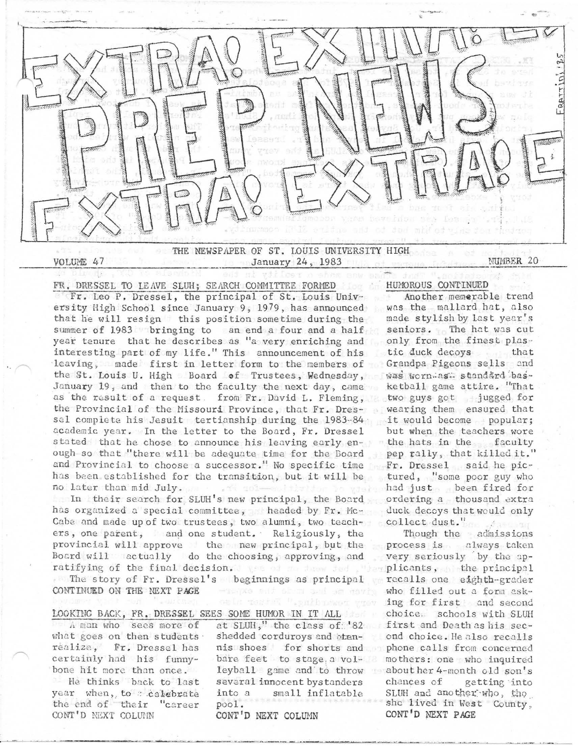# EXTRA! EXTRA! PREP NEWS EXTRA! EXTRA!

THE NEWSPAPER OF ST. LOUIS UNIVERSITY HIGH

VOLUME 47 — January 24, 1983 — NUMBER 20

## FR. DRESSEL TO LEAVE SLUH; SEARCH COMMITTEE FORMED

Fr. Leo P. Dressel, the principal of St. Louis University High School since January 9, 1979, has announced that he will resign this position sometime during the summer of 1983 bringing to an end a four and a half year tenure that he describes as "a very enriching and interesting part of my life." This announcement of his leaving, made first in letter form to the members of the St. Louis U. High Board of Trustees, Wednesday, January 19, and then to the faculty the next day, came as the result of a request from Fr. David L. Fleming, the Provincial of the Missouri Province, that Fr. Dressel complete his Jesuit tertianship during the 1983-84 academic year. In the letter to the Board, Fr. Dressel stated that he chose to announce his leaving early enough so that "there will be adequate time for the Board and Provincial to choose a successor." No specific time has been established for the transition, but it will be no later than mid July.

In their search for SLUH's new principal, the Board has organized a special committee, headed by Fr. McCabe and made up of two trustees, two alumni, two teachers, one parent, and one student. Religiously, the provincial will approve the new principal, but the Board will actually do the choosing, approving, and ratifying of the final decision.

The story of Fr. Dressel's beginnings as principal CONTINUED ON THE NEXT PAGE

## LOOKING BACK, FR. DRESSEL SEES SOME HUMOR IN IT ALL

A man who sees more of what goes on then students realize, Fr. Dressel has certainly had his funnybone hit more than once.

He thinks back to last year when, to celebrate the end of their "career at SLUH," the class of '82 shedded corduroys and tennis shoes for shorts and bare feet to stage a volleyball game and to throw several innocent bystanders into a small inflatable pool.

## HUMOROUS CONTINUED

Another memorable trend was the mallard hat, also made stylish by last year's seniors. The hat was cut only from the finest plastic duck decoys that Grandpa Pigeons sells and was worn as standard basketball game attire. "That two guys got jugged for wearing them ensured that it would become popular; but when the teachers wore the hats in the faculty pep rally, that killed it." Fr. Dressel said he pictured, "some poor guy who had just been fired for ordering a thousand extra duck decoys that would only collect dust."

Though the admissions process is always taken very seriously by the applicants, the principal recalls one eighth-grader who filled out a form asking for first and second choice schools with SLUH first and Death as his second choice. He also recalls phone calls from concerned mothers: one who inquired about her 4-month old son's chances of getting into SLUH and another who, tho she lived in West County,

CONT'D NEXT PAGE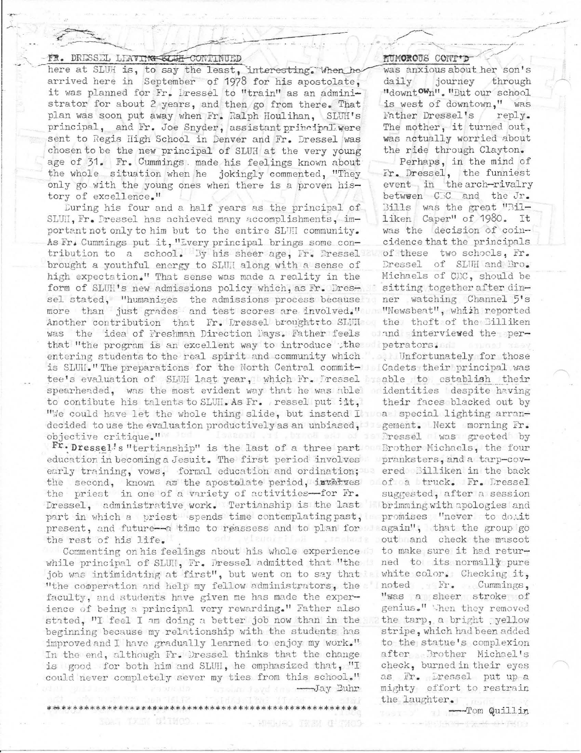## FR. DRESSEL LEAVING SLUH CONTINUED

here at SLUH is, to say the least, interesting. When he arrived here in September of 1978 for his apostolate, it was planned for Fr. Dressel to "train" as an administrator for about 2 years, and then go from there. That plan was soon put away when Fr. Ralph Houlihan, SLUH's principal, and Fr. Joe Snyder, assistant principal were sent to Regis High School in Denver and Fr. Dressel was chosen to be the new principal of SLUH at the very young age of 31. Fr. Cummings made his feelings known about the whole situation when he jokingly commented, "They only go with the young ones when there is a proven history of excellence."

During his four and a half years as the principal of SLUH, Fr. Dressel has achieved many accomplishments, important not only to him but to the entire SLUH community. As Fr. Cummings put it, "Every principal brings some contribution to a school. By his sheer age, Fr. Dressel brought a youthful energy to SLUH along with a sense of high expectation." That sense was made a reality in the form of SLUH's new admissions policy which, as Fr. Dressel stated, "humanizes the admissions process because more than just grades and test scores are involved." Another contribution that Fr. Dressel brought to SLUH was the idea of Freshman Direction Days. Father feels that "the program is an excellent way to introduce the entering students to the real spirit and community which is SLUH." The preparations for the North Central committee's evaluation of SLUH last year, which Fr. Dressel spearheaded, was the most evident way that he was able to contibute his talents to SLUH. As Fr. Dressel put it, "We could have let the whole thing slide, but instead I decided to use the evaluation productively as an unbiased, objective critique."

Fr. Dressel's "tertianship" is the last of a three part education in becoming a Jesuit. The first period involves early training, vows, formal education and ordination; the second, known as the apostolate period, involves the priest in one of a variety of activities—for Fr. Dressel, administrative work. Tertianship is the last part in which a priest spends time contemplating past, present, and future—a time to reassess and to plan for the rest of his life.

Commenting on his feelings about his whole experience while principal of SLUH, Fr. Dressel admitted that "the job was intimidating at first", but went on to say that "the cooperation and help my fellow administrators, the faculty, and students have given me has made the experience of being a principal very rewarding." Father also stated, "I feel I am doing a better job now than in the beginning because my relationship with the students has improved and I have gradually learned to enjoy my work." In the end, although Fr. Dressel thinks that the change is good for both him and SLUH, he emphasized that, "I could never completely sever my ties from this school."

—Jay Buhr

## HUMOROUS CONT'D

was anxious about her son's daily journey through "downtown". "But our school is west of downtown," was Father Dressel's reply. The mother, it turned out, was actually worried about the ride through Clayton.

Perhaps, in the mind of Fr. Dressel, the funniest event in the arch-rivalry between CBC and the Jr. Bills was the great "Billiken Caper" of 1980. It was the decision of coincidence that the principals of these two schools, Fr. Dressel of SLUH and Bro. Michaels of CBC, should be sitting together after dinner watching Channel 5's "Newsbeat", which reported the theft of the Billiken and interviewed the perpetrators. Unfortunately for those Cadets their principal was able to establish their identities despite having their faces blacked out by a special lighting arrangement. Next morning Fr. Dressel was greeted by Brother Michaels, the four pranksters, and a tarp-covered Billiken in the back of a truck. Fr. Dressel suggested, after a session brimming with apologies and promises "never to do it again", that the group go out and check the mascot to make sure it had returned to its normally pure white color. Checking it, noted Fr. Cummings, "was a sheer stroke of genius." When they removed the tarp, a bright yellow stripe, which had been added to the statue's complexion after Brother Michael's check, burned in their eyes as Fr. Dressel put up a mighty effort to restrain the laughter.

—Tom Quillin